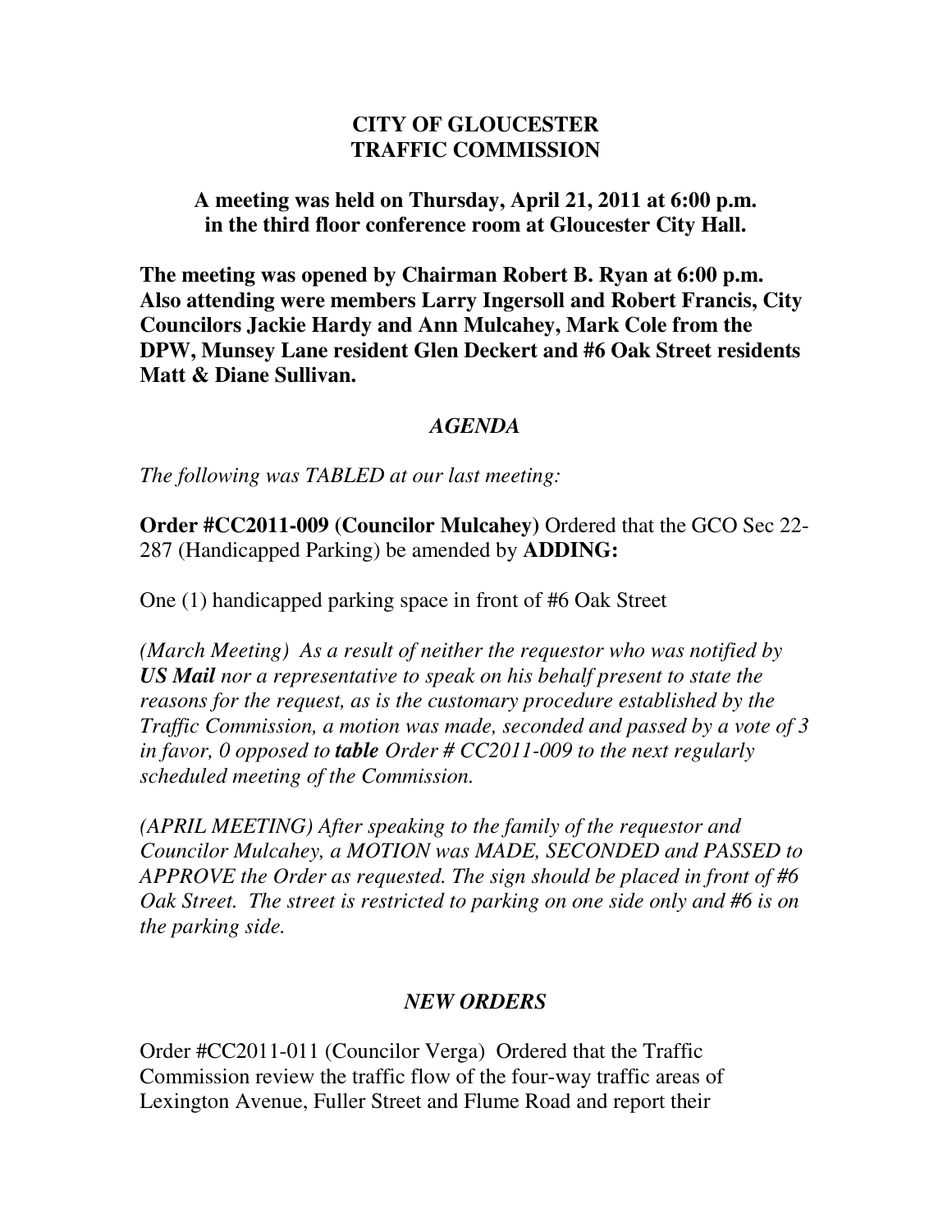# CITY OF GLOUCESTER
# TRAFFIC COMMISSION

**A meeting was held on Thursday, April 21, 2011 at 6:00 p.m. in the third floor conference room at Gloucester City Hall.**

**The meeting was opened by Chairman Robert B. Ryan at 6:00 p.m. Also attending were members Larry Ingersoll and Robert Francis, City Councilors Jackie Hardy and Ann Mulcahey, Mark Cole from the DPW, Munsey Lane resident Glen Deckert and #6 Oak Street residents Matt & Diane Sullivan.**

## *AGENDA*

*The following was TABLED at our last meeting:*

**Order #CC2011-009 (Councilor Mulcahey)** Ordered that the GCO Sec 22-287 (Handicapped Parking) be amended by **ADDING:**

One (1) handicapped parking space in front of #6 Oak Street

*(March Meeting) As a result of neither the requestor who was notified by* ***US Mail*** *nor a representative to speak on his behalf present to state the reasons for the request, as is the customary procedure established by the Traffic Commission, a motion was made, seconded and passed by a vote of 3 in favor, 0 opposed to* ***table*** *Order # CC2011-009 to the next regularly scheduled meeting of the Commission.*

*(APRIL MEETING) After speaking to the family of the requestor and Councilor Mulcahey, a MOTION was MADE, SECONDED and PASSED to APPROVE the Order as requested. The sign should be placed in front of #6 Oak Street. The street is restricted to parking on one side only and #6 is on the parking side.*

## *NEW ORDERS*

Order #CC2011-011 (Councilor Verga) Ordered that the Traffic Commission review the traffic flow of the four-way traffic areas of Lexington Avenue, Fuller Street and Flume Road and report their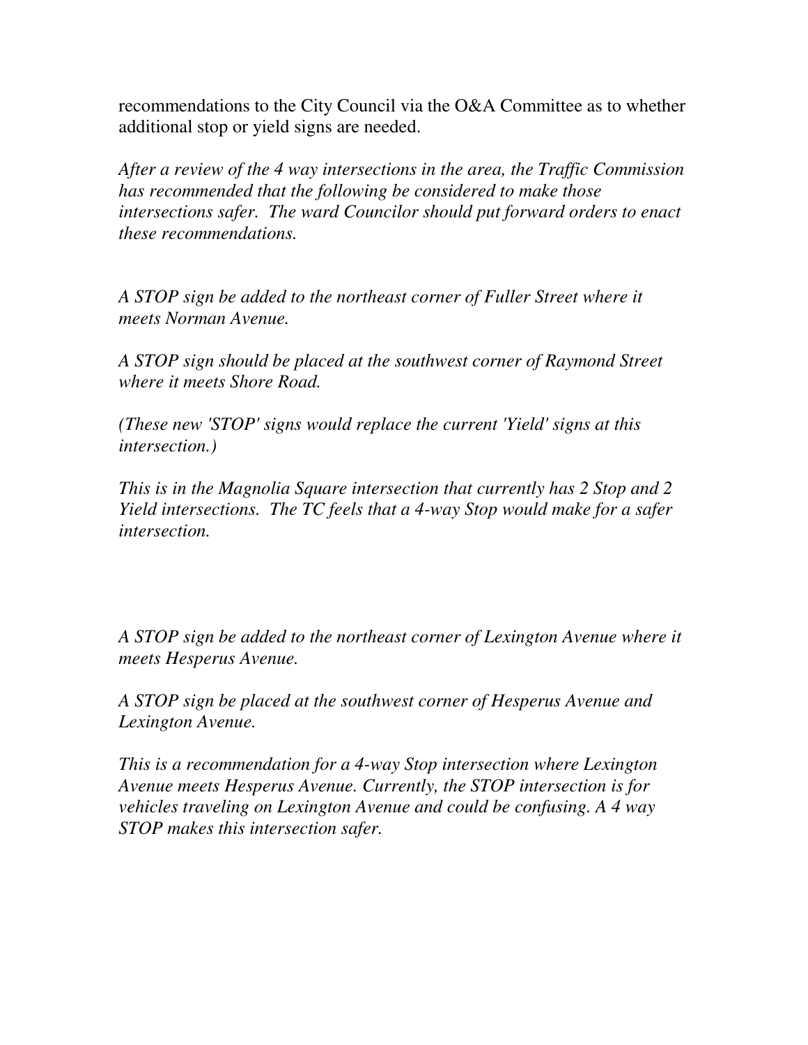recommendations to the City Council via the O&A Committee as to whether additional stop or yield signs are needed.

*After a review of the 4 way intersections in the area, the Traffic Commission has recommended that the following be considered to make those intersections safer. The ward Councilor should put forward orders to enact these recommendations.*

*A STOP sign be added to the northeast corner of Fuller Street where it meets Norman Avenue.*

*A STOP sign should be placed at the southwest corner of Raymond Street where it meets Shore Road.*

*(These new 'STOP' signs would replace the current 'Yield' signs at this intersection.)*

*This is in the Magnolia Square intersection that currently has 2 Stop and 2 Yield intersections. The TC feels that a 4-way Stop would make for a safer intersection.*

*A STOP sign be added to the northeast corner of Lexington Avenue where it meets Hesperus Avenue.*

*A STOP sign be placed at the southwest corner of Hesperus Avenue and Lexington Avenue.*

*This is a recommendation for a 4-way Stop intersection where Lexington Avenue meets Hesperus Avenue. Currently, the STOP intersection is for vehicles traveling on Lexington Avenue and could be confusing. A 4 way STOP makes this intersection safer.*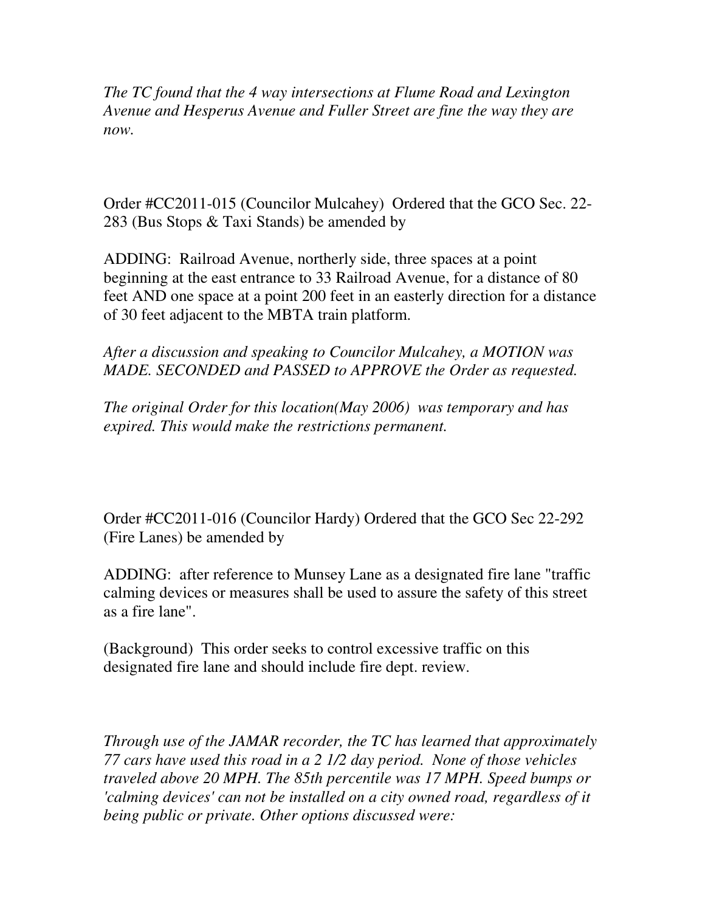*The TC found that the 4 way intersections at Flume Road and Lexington Avenue and Hesperus Avenue and Fuller Street are fine the way they are now.*

Order #CC2011-015 (Councilor Mulcahey) Ordered that the GCO Sec. 22-283 (Bus Stops & Taxi Stands) be amended by

ADDING: Railroad Avenue, northerly side, three spaces at a point beginning at the east entrance to 33 Railroad Avenue, for a distance of 80 feet AND one space at a point 200 feet in an easterly direction for a distance of 30 feet adjacent to the MBTA train platform.

*After a discussion and speaking to Councilor Mulcahey, a MOTION was MADE. SECONDED and PASSED to APPROVE the Order as requested.*

*The original Order for this location(May 2006) was temporary and has expired. This would make the restrictions permanent.*

Order #CC2011-016 (Councilor Hardy) Ordered that the GCO Sec 22-292 (Fire Lanes) be amended by

ADDING: after reference to Munsey Lane as a designated fire lane "traffic calming devices or measures shall be used to assure the safety of this street as a fire lane".

(Background) This order seeks to control excessive traffic on this designated fire lane and should include fire dept. review.

*Through use of the JAMAR recorder, the TC has learned that approximately 77 cars have used this road in a 2 1/2 day period. None of those vehicles traveled above 20 MPH. The 85th percentile was 17 MPH. Speed bumps or 'calming devices' can not be installed on a city owned road, regardless of it being public or private. Other options discussed were:*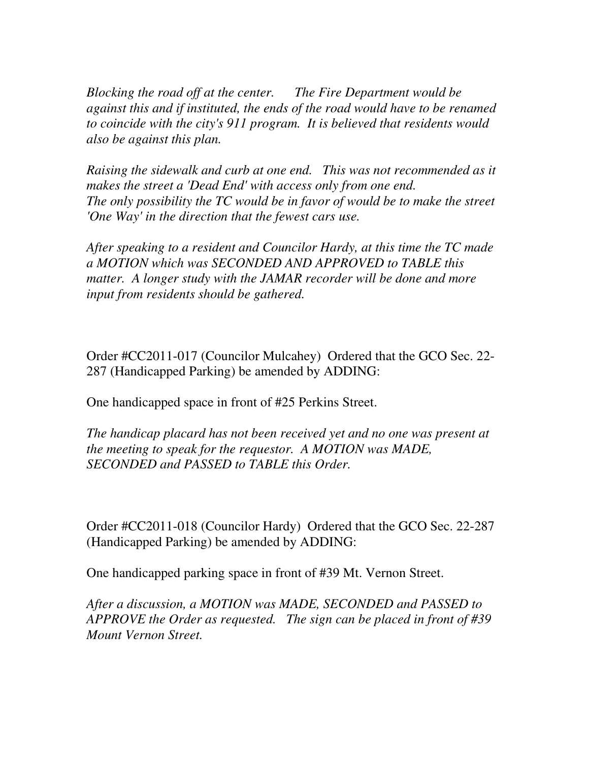*Blocking the road off at the center. The Fire Department would be against this and if instituted, the ends of the road would have to be renamed to coincide with the city's 911 program. It is believed that residents would also be against this plan.*

*Raising the sidewalk and curb at one end. This was not recommended as it makes the street a 'Dead End' with access only from one end.*
*The only possibility the TC would be in favor of would be to make the street 'One Way' in the direction that the fewest cars use.*

*After speaking to a resident and Councilor Hardy, at this time the TC made a MOTION which was SECONDED AND APPROVED to TABLE this matter. A longer study with the JAMAR recorder will be done and more input from residents should be gathered.*

Order #CC2011-017 (Councilor Mulcahey) Ordered that the GCO Sec. 22-287 (Handicapped Parking) be amended by ADDING:

One handicapped space in front of #25 Perkins Street.

*The handicap placard has not been received yet and no one was present at the meeting to speak for the requestor. A MOTION was MADE, SECONDED and PASSED to TABLE this Order.*

Order #CC2011-018 (Councilor Hardy) Ordered that the GCO Sec. 22-287 (Handicapped Parking) be amended by ADDING:

One handicapped parking space in front of #39 Mt. Vernon Street.

*After a discussion, a MOTION was MADE, SECONDED and PASSED to APPROVE the Order as requested. The sign can be placed in front of #39 Mount Vernon Street.*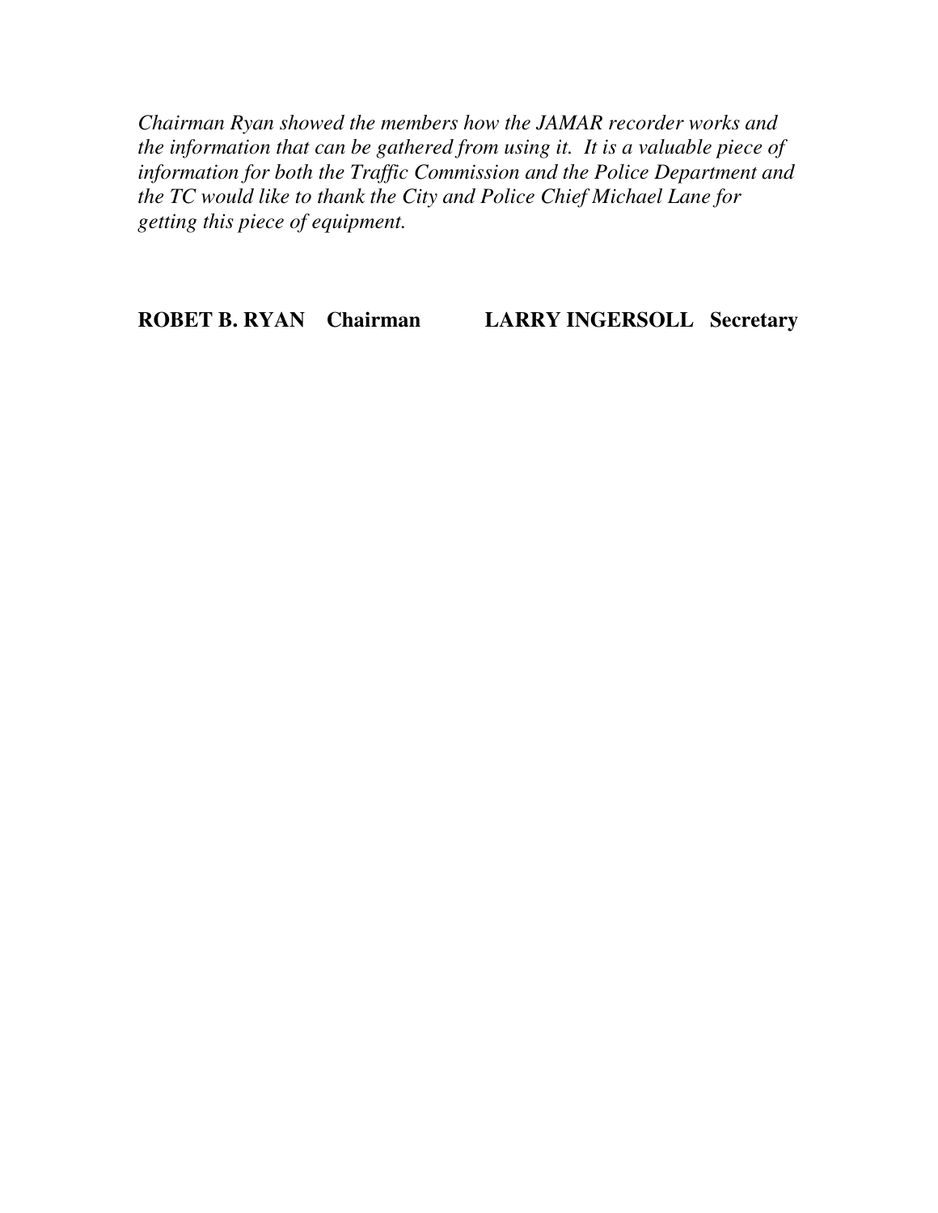*Chairman Ryan showed the members how the JAMAR recorder works and the information that can be gathered from using it. It is a valuable piece of information for both the Traffic Commission and the Police Department and the TC would like to thank the City and Police Chief Michael Lane for getting this piece of equipment.*

**ROBET B. RYAN Chairman LARRY INGERSOLL Secretary**